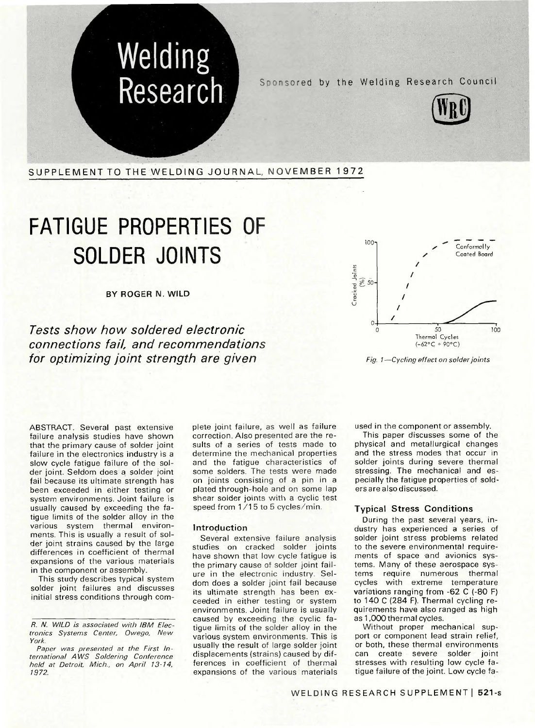# Welding Research

Sponsored by the Welding Research Council

SUPPLEMENT TO THE WELDING JOURNAL, NOVEMBER 1972

# FATIGUE PROPERTIES OF SOLDER JOINTS

**BY ROGER N. WILD**

*Tests show how soldered electronic connections fail, and recommendations for optimizing joint strength are given*

100

Conformally Coated Board

Cracked Joints (%)

50

0

0

50

100

Thermal Cycles (-62°C + 90°C)

*Fig. 1—Cycling effect on solder joints*

ABSTRACT. Several past extensive failure analysis studies have shown that the primary cause of solder joint failure in the electronics industry is a slow cycle fatigue failure of the solder joint. Seldom does a solder joint fail because its ultimate strength has been exceeded in either testing or system environments. Joint failure is usually caused by exceeding the fatigue limits of the solder alloy in the various system thermal environments. This is usually a result of solder joint strains caused by the large differences in coefficient of thermal expansions of the various materials in the component or assembly.

This study describes typical system solder joint failures and discusses initial stress conditions through complete joint failure, as well as failure correction. Also presented are the results of a series of tests made to determine the mechanical properties and the fatigue characteristics of some solders. The tests were made on joints consisting of a pin in a plated through-hole and on some lap shear solder joints with a cyclic test speed from 1/15 to 5 cycles/min.

*R. N. WILD is associated with IBM Electronics Systems Center, Owego, New York.*

*Paper was presented at the First International AWS Soldering Conference held at Detroit, Mich., on April 13-14, 1972.*

### Introduction

Several extensive failure analysis studies on cracked solder joints have shown that low cycle fatigue is the primary cause of solder joint failure in the electronic industry. Seldom does a solder joint fail because its ultimate strength has been exceeded in either testing or system environments. Joint failure is usually caused by exceeding the cyclic fatigue limits of the solder alloy in the various system environments. This is usually the result of large solder joint displacements (strains) caused by differences in coefficient of thermal expansions of the various materials used in the component or assembly.

This paper discusses some of the physical and metallurgical changes and the stress modes that occur in solder joints during severe thermal stressing. The mechanical and especially the fatigue properties of solders are also discussed.

### Typical Stress Conditions

During the past several years, industry has experienced a series of solder joint stress problems related to the severe environmental requirements of space and avionics systems. Many of these aerospace systems require numerous thermal cycles with extreme temperature variations ranging from -62 C (-80 F) to 140 C (284 F). Thermal cycling requirements have also ranged as high as 1,000 thermal cycles.

Without proper mechanical support or component lead strain relief, or both, these thermal environments can create severe solder joint stresses with resulting low cycle fatigue failure of the joint. Low cycle fa-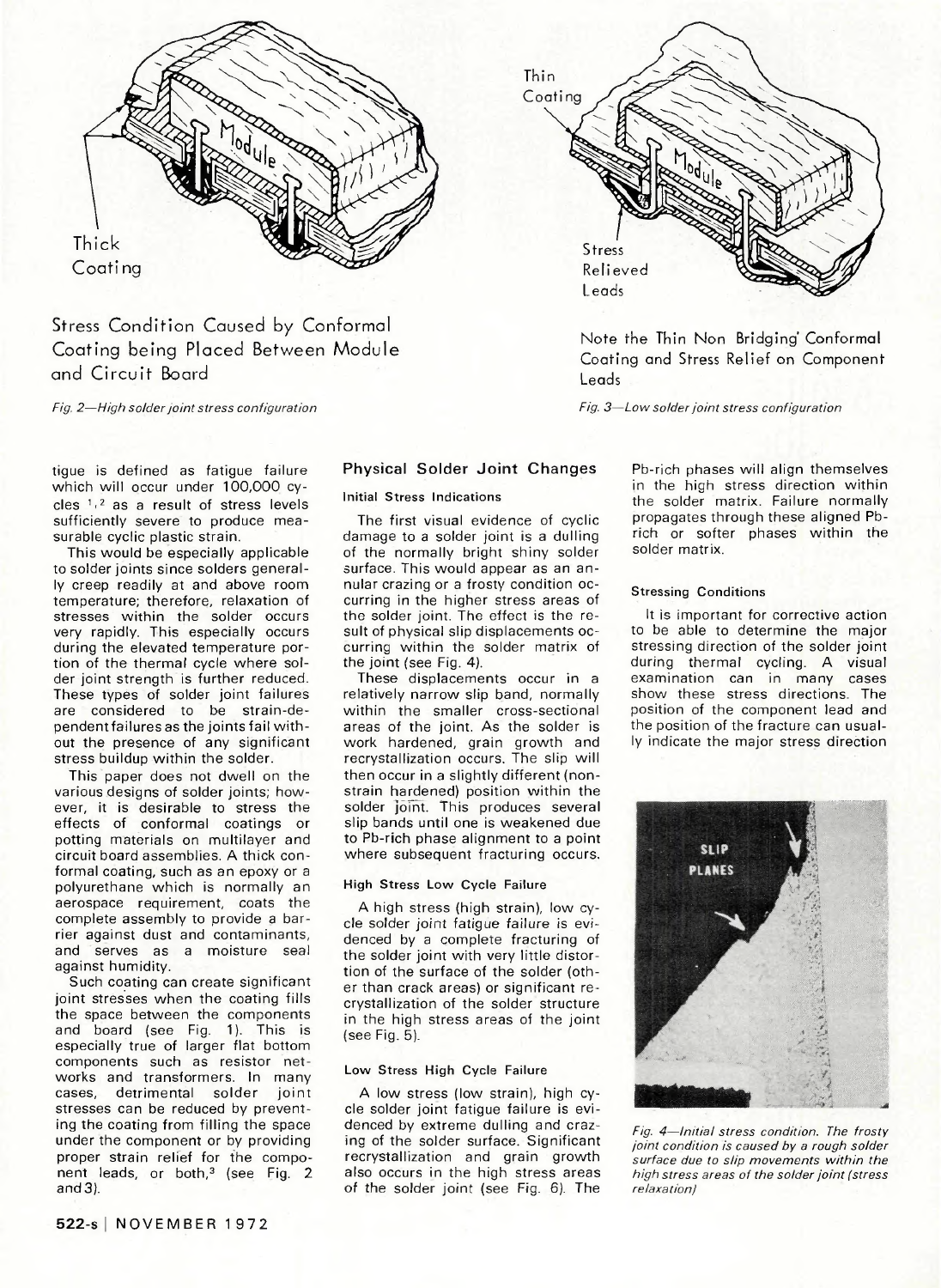Thick Coating

Module

Stress Condition Caused by Conformal Coating being Placed Between Module and Circuit Board

*Fig. 2—High solder joint stress configuration*

Thin Coating

Module

Stress Relieved Leads

Note the Thin Non Bridging Conformal Coating and Stress Relief on Component Leads

*Fig. 3—Low solder joint stress configuration*

tigue is defined as fatigue failure which will occur under 100,000 cycles [1,2] as a result of stress levels sufficiently severe to produce measurable cyclic plastic strain.

This would be especially applicable to solder joints since solders generally creep readily at and above room temperature; therefore, relaxation of stresses within the solder occurs very rapidly. This especially occurs during the elevated temperature portion of the thermal cycle where solder joint strength is further reduced. These types of solder joint failures are considered to be strain-dependent failures as the joints fail without the presence of any significant stress buildup within the solder.

This paper does not dwell on the various designs of solder joints; however, it is desirable to stress the effects of conformal coatings or potting materials on multilayer and circuit board assemblies. A thick conformal coating, such as an epoxy or a polyurethane which is normally an aerospace requirement, coats the complete assembly to provide a barrier against dust and contaminants, and serves as a moisture seal against humidity.

Such coating can create significant joint stresses when the coating fills the space between the components and board (see Fig. 1). This is especially true of larger flat bottom components such as resistor networks and transformers. In many cases, detrimental solder joint stresses can be reduced by preventing the coating from filling the space under the component or by providing proper strain relief for the component leads, or both,[3] (see Fig. 2 and 3).

## Physical Solder Joint Changes

### Initial Stress Indications

The first visual evidence of cyclic damage to a solder joint is a dulling of the normally bright shiny solder surface. This would appear as an annular crazing or a frosty condition occurring in the higher stress areas of the solder joint. The effect is the result of physical slip displacements occurring within the solder matrix of the joint (see Fig. 4).

These displacements occur in a relatively narrow slip band, normally within the smaller cross-sectional areas of the joint. As the solder is work hardened, grain growth and recrystallization occurs. The slip will then occur in a slightly different (non-strain hardened) position within the solder joint. This produces several slip bands until one is weakened due to Pb-rich phase alignment to a point where subsequent fracturing occurs.

### High Stress Low Cycle Failure

A high stress (high strain), low cycle solder joint fatigue failure is evidenced by a complete fracturing of the solder joint with very little distortion of the surface of the solder (other than crack areas) or significant recrystallization of the solder structure in the high stress areas of the joint (see Fig. 5).

### Low Stress High Cycle Failure

A low stress (low strain), high cycle solder joint fatigue failure is evidenced by extreme dulling and crazing of the solder surface. Significant recrystallization and grain growth also occurs in the high stress areas of the solder joint (see Fig. 6). The Pb-rich phases will align themselves in the high stress direction within the solder matrix. Failure normally propagates through these aligned Pb-rich or softer phases within the solder matrix.

### Stressing Conditions

It is important for corrective action to be able to determine the major stressing direction of the solder joint during thermal cycling. A visual examination can in many cases show these stress directions. The position of the component lead and the position of the fracture can usually indicate the major stress direction

SLIP PLANES

*Fig. 4—Initial stress condition. The frosty joint condition is caused by a rough solder surface due to slip movements within the high stress areas of the solder joint (stress relaxation)*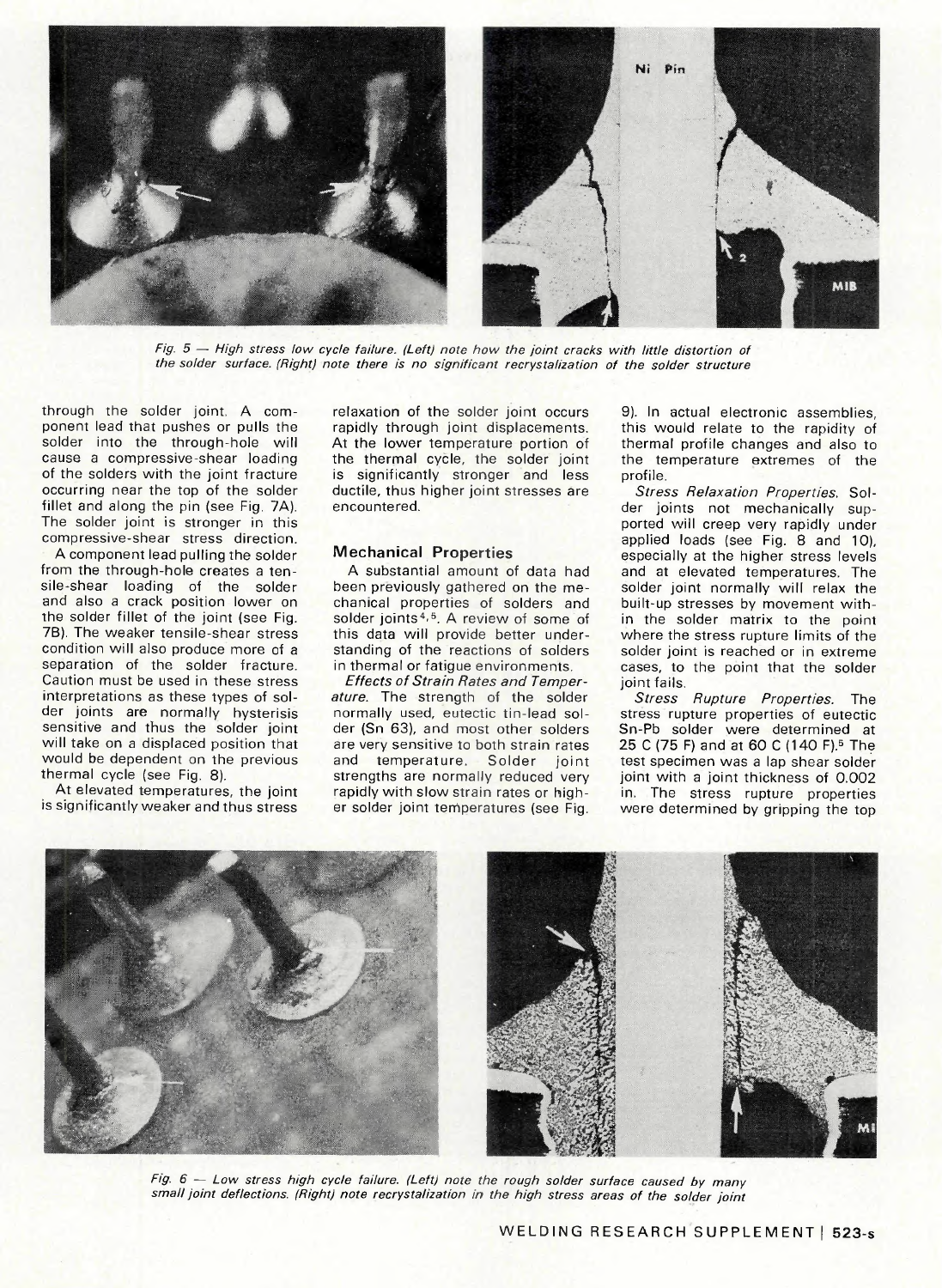Fig. 5 — High stress low cycle failure. (Left) note how the joint cracks with little distortion of the solder surface. (Right) note there is no significant recrystalization of the solder structure

through the solder joint. A component lead that pushes or pulls the solder into the through-hole will cause a compressive-shear loading of the solders with the joint fracture occurring near the top of the solder fillet and along the pin (see Fig. 7A). The solder joint is stronger in this compressive-shear stress direction.

A component lead pulling the solder from the through-hole creates a tensile-shear loading of the solder and also a crack position lower on the solder fillet of the joint (see Fig. 7B). The weaker tensile-shear stress condition will also produce more of a separation of the solder fracture. Caution must be used in these stress interpretations as these types of solder joints are normally hysterisis sensitive and thus the solder joint will take on a displaced position that would be dependent on the previous thermal cycle (see Fig. 8).

At elevated temperatures, the joint is significantly weaker and thus stress relaxation of the solder joint occurs rapidly through joint displacements. At the lower temperature portion of the thermal cycle, the solder joint is significantly stronger and less ductile, thus higher joint stresses are encountered.

## Mechanical Properties

A substantial amount of data had been previously gathered on the mechanical properties of solders and solder joints[4,5]. A review of some of this data will provide better understanding of the reactions of solders in thermal or fatigue environments.

*Effects of Strain Rates and Temperature.* The strength of the solder normally used, eutectic tin-lead solder (Sn 63), and most other solders are very sensitive to both strain rates and temperature. Solder joint strengths are normally reduced very rapidly with slow strain rates or higher solder joint temperatures (see Fig. 9). In actual electronic assemblies, this would relate to the rapidity of thermal profile changes and also to the temperature extremes of the profile.

*Stress Relaxation Properties.* Solder joints not mechanically supported will creep very rapidly under applied loads (see Fig. 8 and 10), especially at the higher stress levels and at elevated temperatures. The solder joint normally will relax the built-up stresses by movement within the solder matrix to the point where the stress rupture limits of the solder joint is reached or in extreme cases, to the point that the solder joint fails.

*Stress Rupture Properties.* The stress rupture properties of eutectic Sn-Pb solder were determined at 25 C (75 F) and at 60 C (140 F).[5] The test specimen was a lap shear solder joint with a joint thickness of 0.002 in. The stress rupture properties were determined by gripping the top

Fig. 6 — Low stress high cycle failure. (Left) note the rough solder surface caused by many small joint deflections. (Right) note recrystalization in the high stress areas of the solder joint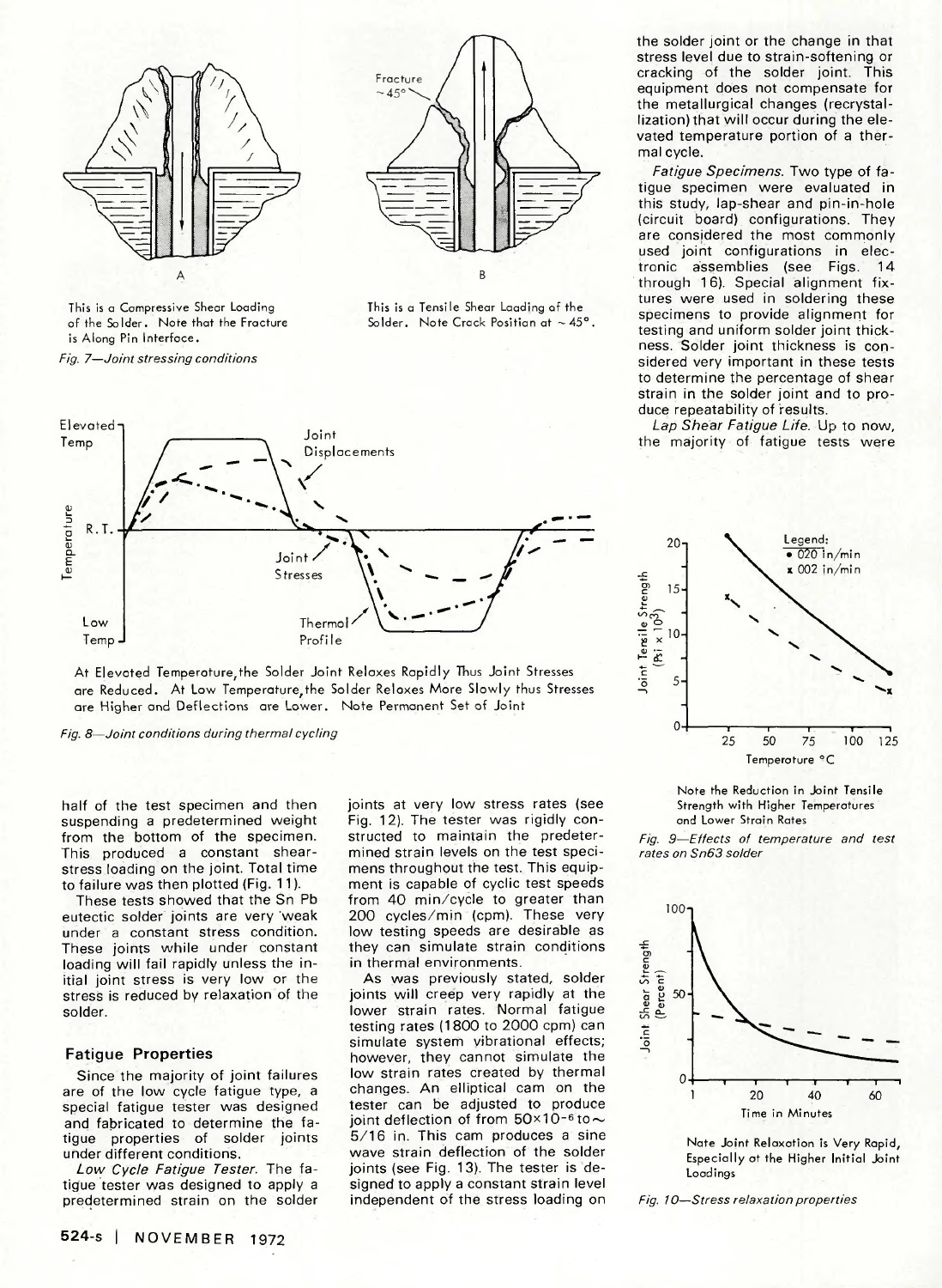Fracture
~45°

A

This is a Compressive Shear Loading of the Solder. Note that the Fracture is Along Pin Interface.

B

This is a Tensile Shear Loading of the Solder. Note Crack Position at ~45°.

*Fig. 7—Joint stressing conditions*

Elevated Temp

Joint Displacements

Temperature

R.T.

Joint Stresses

Low Temp

Thermal Profile

At Elevated Temperature, the Solder Joint Relaxes Rapidly Thus Joint Stresses are Reduced. At Low Temperature, the Solder Relaxes More Slowly thus Stresses are Higher and Deflections are Lower. Note Permanent Set of Joint

*Fig. 8—Joint conditions during thermal cycling*

half of the test specimen and then suspending a predetermined weight from the bottom of the specimen. This produced a constant shear-stress loading on the joint. Total time to failure was then plotted (Fig. 11).

These tests showed that the Sn Pb eutectic solder joints are very weak under a constant stress condition. These joints while under constant loading will fail rapidly unless the initial joint stress is very low or the stress is reduced by relaxation of the solder.

## Fatigue Properties

Since the majority of joint failures are of the low cycle fatigue type, a special fatigue tester was designed and fabricated to determine the fatigue properties of solder joints under different conditions.

*Low Cycle Fatigue Tester.* The fatigue tester was designed to apply a predetermined strain on the solder joints at very low stress rates (see Fig. 12). The tester was rigidly constructed to maintain the predetermined strain levels on the test specimens throughout the test. This equipment is capable of cyclic test speeds from 40 min/cycle to greater than 200 cycles/min (cpm). These very low testing speeds are desirable as they can simulate strain conditions in thermal environments.

As was previously stated, solder joints will creep very rapidly at the lower strain rates. Normal fatigue testing rates (1800 to 2000 cpm) can simulate system vibrational effects; however, they cannot simulate the low strain rates created by thermal changes. An elliptical cam on the tester can be adjusted to produce joint deflection of from $50 \times 10^{-6}$ to ~ 5/16 in. This cam produces a sine wave strain deflection of the solder joints (see Fig. 13). The tester is designed to apply a constant strain level independent of the stress loading on the solder joint or the change in that stress level due to strain-softening or cracking of the solder joint. This equipment does not compensate for the metallurgical changes (recrystallization) that will occur during the elevated temperature portion of a thermal cycle.

*Fatigue Specimens.* Two type of fatigue specimen were evaluated in this study, lap-shear and pin-in-hole (circuit board) configurations. They are considered the most commonly used joint configurations in electronic assemblies (see Figs. 14 through 16). Special alignment fixtures were used in soldering these specimens to provide alignment for testing and uniform solder joint thickness. Solder joint thickness is considered very important in these tests to determine the percentage of shear strain in the solder joint and to produce repeatability of results.

*Lap Shear Fatigue Life.* Up to now, the majority of fatigue tests were

Legend:
• 020 in/min
x 002 in/min

Joint Tensile Strength (Psi x 10³)

20
15
10
5
0

25 50 75 100 125

Temperature °C

Note the Reduction in Joint Tensile Strength with Higher Temperatures and Lower Strain Rates

*Fig. 9—Effects of temperature and test rates on Sn63 solder*

Joint Shear Strength (Percent)

100
50
0

1 20 40 60

Time in Minutes

Note Joint Relaxation is Very Rapid, Especially at the Higher Initial Joint Loadings

*Fig. 10—Stress relaxation properties*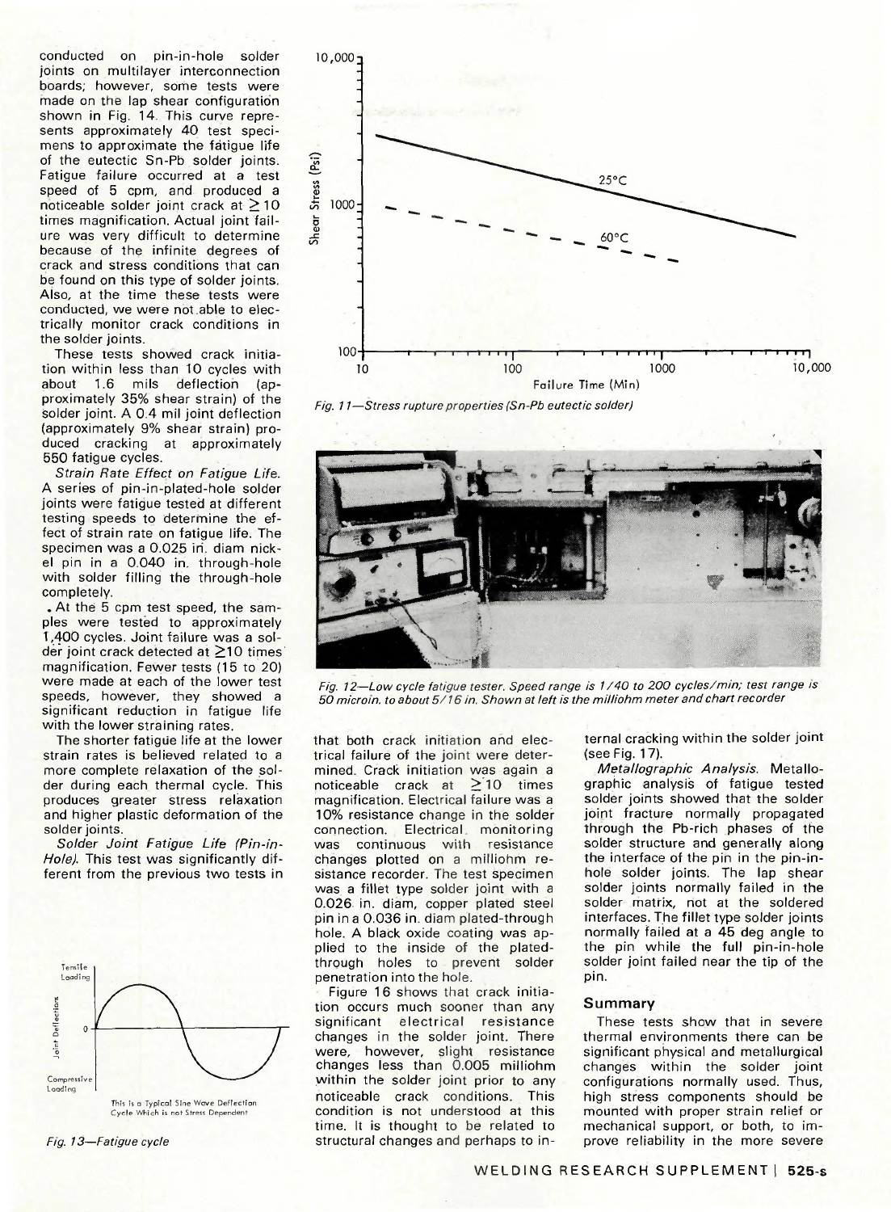conducted on pin-in-hole solder joints on multilayer interconnection boards; however, some tests were made on the lap shear configuration shown in Fig. 14. This curve represents approximately 40 test specimens to approximate the fatigue life of the eutectic Sn-Pb solder joints. Fatigue failure occurred at a test speed of 5 cpm, and produced a noticeable solder joint crack at ≥10 times magnification. Actual joint failure was very difficult to determine because of the infinite degrees of crack and stress conditions that can be found on this type of solder joints. Also, at the time these tests were conducted, we were not able to electrically monitor crack conditions in the solder joints.

These tests showed crack initiation within less than 10 cycles with about 1.6 mils deflection (approximately 35% shear strain) of the solder joint. A 0.4 mil joint deflection (approximately 9% shear strain) produced cracking at approximately 550 fatigue cycles.

*Strain Rate Effect on Fatigue Life.* A series of pin-in-plated-hole solder joints were fatigue tested at different testing speeds to determine the effect of strain rate on fatigue life. The specimen was a 0.025 in. diam nickel pin in a 0.040 in. through-hole with solder filling the through-hole completely.

At the 5 cpm test speed, the samples were tested to approximately 1,400 cycles. Joint failure was a solder joint crack detected at ≥10 times magnification. Fewer tests (15 to 20) were made at each of the lower test speeds, however, they showed a significant reduction in fatigue life with the lower straining rates.

The shorter fatigue life at the lower strain rates is believed related to a more complete relaxation of the solder during each thermal cycle. This produces greater stress relaxation and higher plastic deformation of the solder joints.

*Solder Joint Fatigue Life (Pin-in-Hole).* This test was significantly different from the previous two tests in that both crack initiation and electrical failure of the joint were determined. Crack initiation was again a noticeable crack at ≥10 times magnification. Electrical failure was a 10% resistance change in the solder connection. Electrical monitoring was continuous with resistance changes plotted on a milliohm resistance recorder. The test specimen was a fillet type solder joint with a 0.026 in. diam, copper plated steel pin in a 0.036 in. diam plated-through hole. A black oxide coating was applied to the inside of the plated-through holes to prevent solder penetration into the hole.

Figure 16 shows that crack initiation occurs much sooner than any significant electrical resistance changes in the solder joint. There were, however, slight resistance changes less than 0.005 milliohm within the solder joint prior to any noticeable crack conditions. This condition is not understood at this time. It is thought to be related to structural changes and perhaps to internal cracking within the solder joint (see Fig. 17).

*Metallographic Analysis.* Metallographic analysis of fatigue tested solder joints showed that the solder joint fracture normally propagated through the Pb-rich phases of the solder structure and generally along the interface of the pin in the pin-in-hole solder joints. The lap shear solder joints normally failed in the solder matrix, not at the soldered interfaces. The fillet type solder joints normally failed at a 45 deg angle to the pin while the full pin-in-hole solder joint failed near the tip of the pin.

## Summary

These tests show that in severe thermal environments there can be significant physical and metallurgical changes within the solder joint configurations normally used. Thus, high stress components should be mounted with proper strain relief or mechanical support, or both, to improve reliability in the more severe

Shear Stress (Psi)
10,000
1000
100
25°C
60°C
10 100 1000 10,000
Failure Time (Min)

Fig. 11—Stress rupture properties (Sn-Pb eutectic solder)

Fig. 12—Low cycle fatigue tester. Speed range is 1/40 to 200 cycles/min; test range is 50 microin. to about 5/16 in. Shown at left is the milliohm meter and chart recorder

Tensile Loading
Joint Deflection
0
Compressive Loading
This is a Typical Sine Wave Deflection Cycle Which is not Stress Dependent

Fig. 13—Fatigue cycle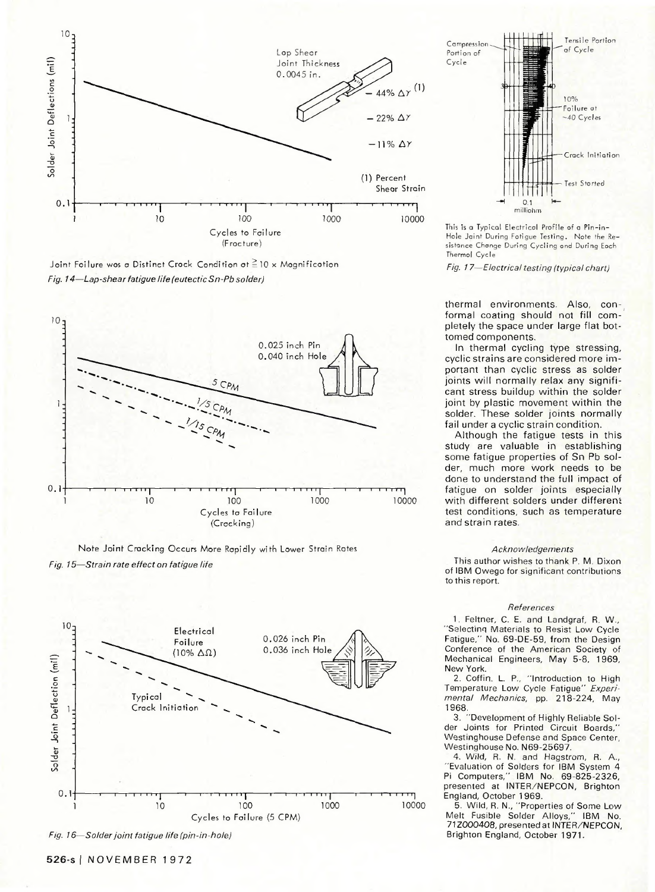Solder Joint Deflections (mil)

10

1

0.1

1 10 100 1000 10000

Cycles to Failure (Fracture)

Lap Shear Joint Thickness 0.0045 in.

– 44% $\Delta\gamma$ (1)

– 22% $\Delta\gamma$

– 11% $\Delta\gamma$

(1) Percent Shear Strain

Joint Failure was a Distinct Crack Condition at $\geq$ 10 × Magnification

*Fig. 14—Lap-shear fatigue life (eutectic Sn-Pb solder)*

10

1

0.1

1 10 100 1000 10000

Cycles to Failure (Cracking)

0.025 inch Pin

0.040 inch Hole

5 CPM

1/5 CPM

1/15 CPM

Note Joint Cracking Occurs More Rapidly with Lower Strain Rates

*Fig. 15—Strain rate effect on fatigue life*

Solder Joint Deflection (mil)

10

1

0.1

1 10 100 1000 10000

Cycles to Failure (5 CPM)

Electrical Failure (10% $\Delta\Omega$)

0.026 inch Pin

0.036 inch Hole

Typical Crack Initiation

*Fig. 16—Solder joint fatigue life (pin-in-hole)*

Compression Portion of Cycle

Tensile Portion of Cycle

30

40

10% Failure at ~40 Cycles

Crack Initiation

Test Started

0.1 milliohm

This is a Typical Electrical Profile of a Pin-in-Hole Joint During Fatigue Testing. Note the Resistance Change During Cycling and During Each Thermal Cycle

*Fig. 17—Electrical testing (typical chart)*

thermal environments. Also, conformal coating should not fill completely the space under large flat bottomed components.

In thermal cycling type stressing, cyclic strains are considered more important than cyclic stress as solder joints will normally relax any significant stress buildup within the solder joint by plastic movement within the solder. These solder joints normally fail under a cyclic strain condition.

Although the fatigue tests in this study are valuable in establishing some fatigue properties of Sn Pb solder, much more work needs to be done to understand the full impact of fatigue on solder joints especially with different solders under different test conditions, such as temperature and strain rates.

### *Acknowledgements*

This author wishes to thank P. M. Dixon of IBM Owego for significant contributions to this report.

### *References*

1. Feltner, C. E. and Landgraf, R. W., "Selecting Materials to Resist Low Cycle Fatigue," No. 69-DE-59, from the Design Conference of the American Society of Mechanical Engineers, May 5-8, 1969, New York.
2. Coffin, L. P., "Introduction to High Temperature Low Cycle Fatigue" *Experimental Mechanics*, pp. 218-224, May 1968.
3. "Development of Highly Reliable Solder Joints for Printed Circuit Boards," Westinghouse Defense and Space Center, Westinghouse No. N69-25697.
4. Wild, R. N. and Hagstrom, R. A., "Evaluation of Solders for IBM System 4 Pi Computers," IBM No. 69-825-2326, presented at INTER/NEPCON, Brighton England, October 1969.
5. Wild, R. N., "Properties of Some Low Melt Fusible Solder Alloys," IBM No. 71Z000408, presented at INTER/NEPCON, Brighton England, October 1971.